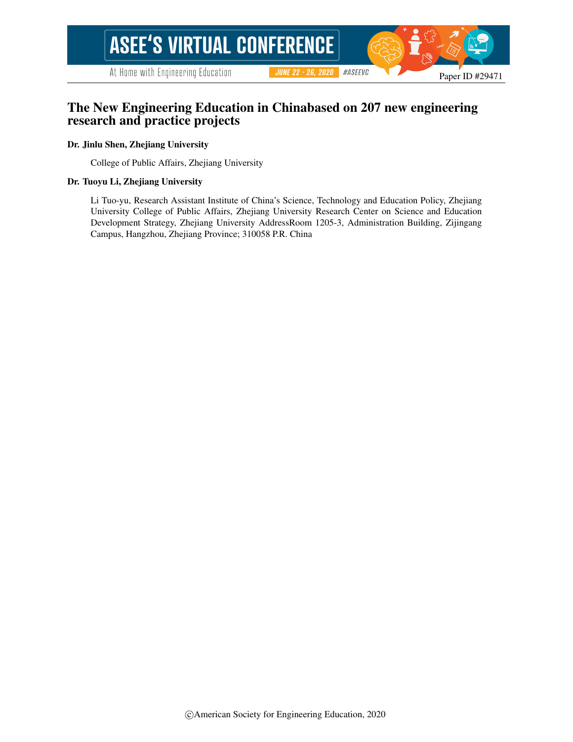Paper ID #29471

# The New Engineering Education in Chinabased on 207 new engineering research and practice projects

**Dr. Jinlu Shen, Zhejiang University**

College of Public Affairs, Zhejiang University

**Dr. Tuoyu Li, Zhejiang University**

Li Tuo-yu, Research Assistant Institute of China's Science, Technology and Education Policy, Zhejiang University College of Public Affairs, Zhejiang University Research Center on Science and Education Development Strategy, Zhejiang University AddressRoom 1205-3, Administration Building, Zijingang Campus, Hangzhou, Zhejiang Province; 310058 P.R. China

©American Society for Engineering Education, 2020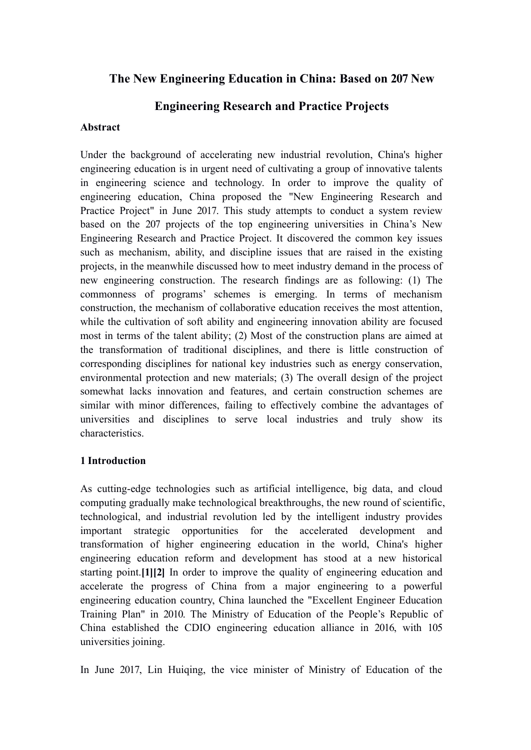# The New Engineering Education in China: Based on 207 New Engineering Research and Practice Projects

**Abstract**

Under the background of accelerating new industrial revolution, China's higher engineering education is in urgent need of cultivating a group of innovative talents in engineering science and technology. In order to improve the quality of engineering education, China proposed the "New Engineering Research and Practice Project" in June 2017. This study attempts to conduct a system review based on the 207 projects of the top engineering universities in China's New Engineering Research and Practice Project. It discovered the common key issues such as mechanism, ability, and discipline issues that are raised in the existing projects, in the meanwhile discussed how to meet industry demand in the process of new engineering construction. The research findings are as following: (1) The commonness of programs' schemes is emerging. In terms of mechanism construction, the mechanism of collaborative education receives the most attention, while the cultivation of soft ability and engineering innovation ability are focused most in terms of the talent ability; (2) Most of the construction plans are aimed at the transformation of traditional disciplines, and there is little construction of corresponding disciplines for national key industries such as energy conservation, environmental protection and new materials; (3) The overall design of the project somewhat lacks innovation and features, and certain construction schemes are similar with minor differences, failing to effectively combine the advantages of universities and disciplines to serve local industries and truly show its characteristics.

## 1 Introduction

As cutting-edge technologies such as artificial intelligence, big data, and cloud computing gradually make technological breakthroughs, the new round of scientific, technological, and industrial revolution led by the intelligent industry provides important strategic opportunities for the accelerated development and transformation of higher engineering education in the world, China's higher engineering education reform and development has stood at a new historical starting point.**[1][2]** In order to improve the quality of engineering education and accelerate the progress of China from a major engineering to a powerful engineering education country, China launched the "Excellent Engineer Education Training Plan" in 2010. The Ministry of Education of the People's Republic of China established the CDIO engineering education alliance in 2016, with 105 universities joining.

In June 2017, Lin Huiqing, the vice minister of Ministry of Education of the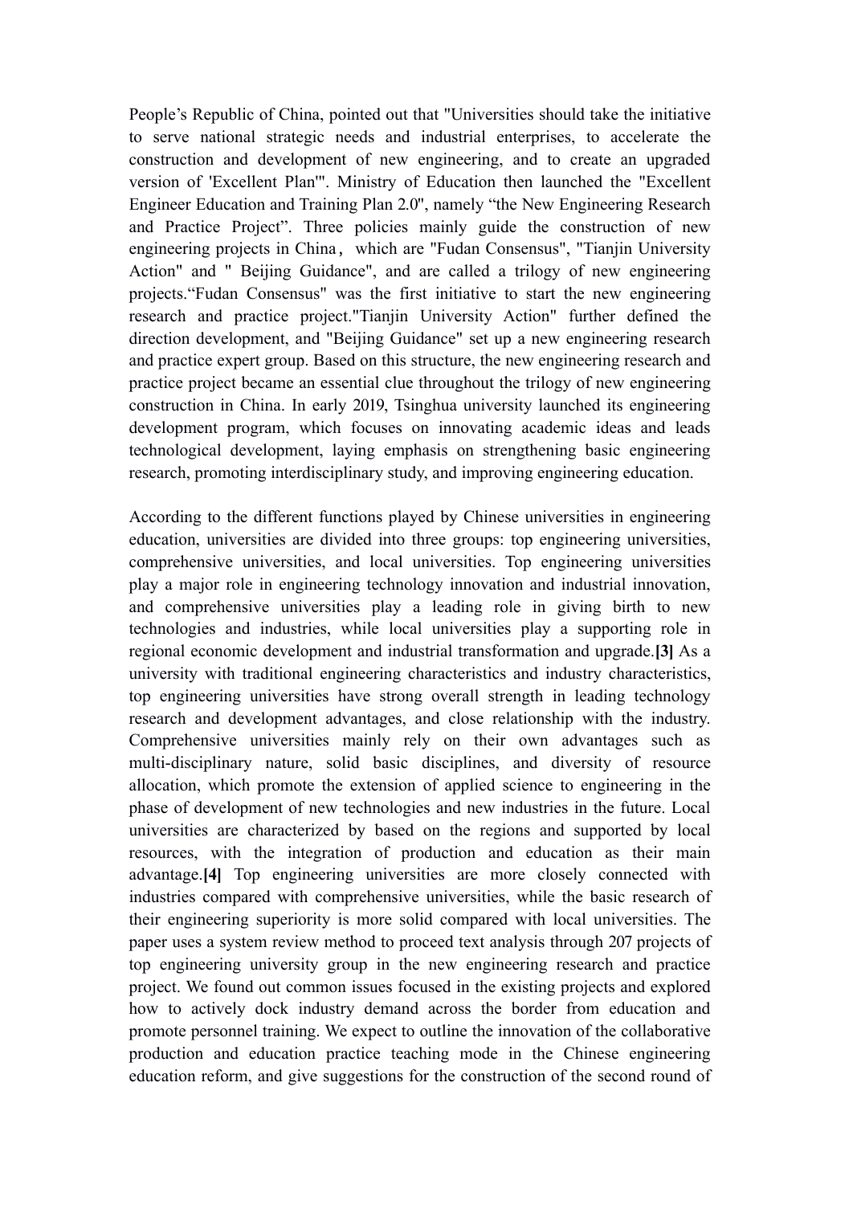People's Republic of China, pointed out that "Universities should take the initiative to serve national strategic needs and industrial enterprises, to accelerate the construction and development of new engineering, and to create an upgraded version of 'Excellent Plan'". Ministry of Education then launched the "Excellent Engineer Education and Training Plan 2.0", namely "the New Engineering Research and Practice Project". Three policies mainly guide the construction of new engineering projects in China， which are "Fudan Consensus", "Tianjin University Action" and " Beijing Guidance", and are called a trilogy of new engineering projects."Fudan Consensus" was the first initiative to start the new engineering research and practice project."Tianjin University Action" further defined the direction development, and "Beijing Guidance" set up a new engineering research and practice expert group. Based on this structure, the new engineering research and practice project became an essential clue throughout the trilogy of new engineering construction in China. In early 2019, Tsinghua university launched its engineering development program, which focuses on innovating academic ideas and leads technological development, laying emphasis on strengthening basic engineering research, promoting interdisciplinary study, and improving engineering education.

According to the different functions played by Chinese universities in engineering education, universities are divided into three groups: top engineering universities, comprehensive universities, and local universities. Top engineering universities play a major role in engineering technology innovation and industrial innovation, and comprehensive universities play a leading role in giving birth to new technologies and industries, while local universities play a supporting role in regional economic development and industrial transformation and upgrade.**[3]** As a university with traditional engineering characteristics and industry characteristics, top engineering universities have strong overall strength in leading technology research and development advantages, and close relationship with the industry. Comprehensive universities mainly rely on their own advantages such as multi-disciplinary nature, solid basic disciplines, and diversity of resource allocation, which promote the extension of applied science to engineering in the phase of development of new technologies and new industries in the future. Local universities are characterized by based on the regions and supported by local resources, with the integration of production and education as their main advantage.**[4]** Top engineering universities are more closely connected with industries compared with comprehensive universities, while the basic research of their engineering superiority is more solid compared with local universities. The paper uses a system review method to proceed text analysis through 207 projects of top engineering university group in the new engineering research and practice project. We found out common issues focused in the existing projects and explored how to actively dock industry demand across the border from education and promote personnel training. We expect to outline the innovation of the collaborative production and education practice teaching mode in the Chinese engineering education reform, and give suggestions for the construction of the second round of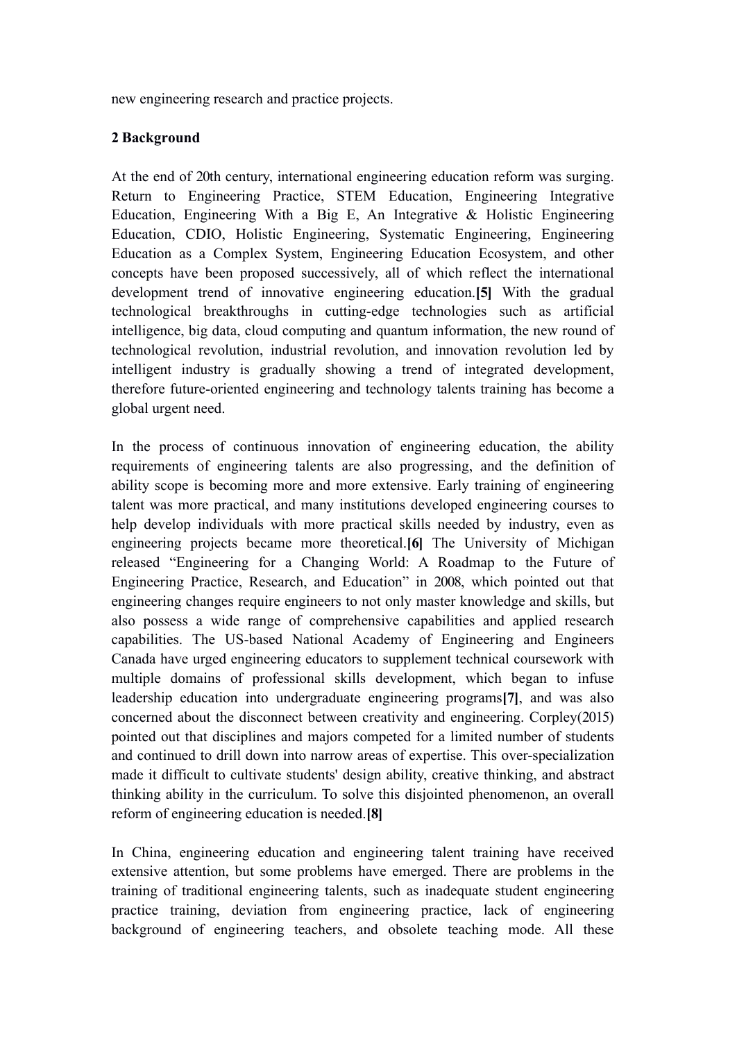new engineering research and practice projects.

## 2 Background

At the end of 20th century, international engineering education reform was surging. Return to Engineering Practice, STEM Education, Engineering Integrative Education, Engineering With a Big E, An Integrative & Holistic Engineering Education, CDIO, Holistic Engineering, Systematic Engineering, Engineering Education as a Complex System, Engineering Education Ecosystem, and other concepts have been proposed successively, all of which reflect the international development trend of innovative engineering education.**[5]** With the gradual technological breakthroughs in cutting-edge technologies such as artificial intelligence, big data, cloud computing and quantum information, the new round of technological revolution, industrial revolution, and innovation revolution led by intelligent industry is gradually showing a trend of integrated development, therefore future-oriented engineering and technology talents training has become a global urgent need.

In the process of continuous innovation of engineering education, the ability requirements of engineering talents are also progressing, and the definition of ability scope is becoming more and more extensive. Early training of engineering talent was more practical, and many institutions developed engineering courses to help develop individuals with more practical skills needed by industry, even as engineering projects became more theoretical.**[6]** The University of Michigan released "Engineering for a Changing World: A Roadmap to the Future of Engineering Practice, Research, and Education" in 2008, which pointed out that engineering changes require engineers to not only master knowledge and skills, but also possess a wide range of comprehensive capabilities and applied research capabilities. The US-based National Academy of Engineering and Engineers Canada have urged engineering educators to supplement technical coursework with multiple domains of professional skills development, which began to infuse leadership education into undergraduate engineering programs**[7]**, and was also concerned about the disconnect between creativity and engineering. Corpley(2015) pointed out that disciplines and majors competed for a limited number of students and continued to drill down into narrow areas of expertise. This over-specialization made it difficult to cultivate students' design ability, creative thinking, and abstract thinking ability in the curriculum. To solve this disjointed phenomenon, an overall reform of engineering education is needed.**[8]**

In China, engineering education and engineering talent training have received extensive attention, but some problems have emerged. There are problems in the training of traditional engineering talents, such as inadequate student engineering practice training, deviation from engineering practice, lack of engineering background of engineering teachers, and obsolete teaching mode. All these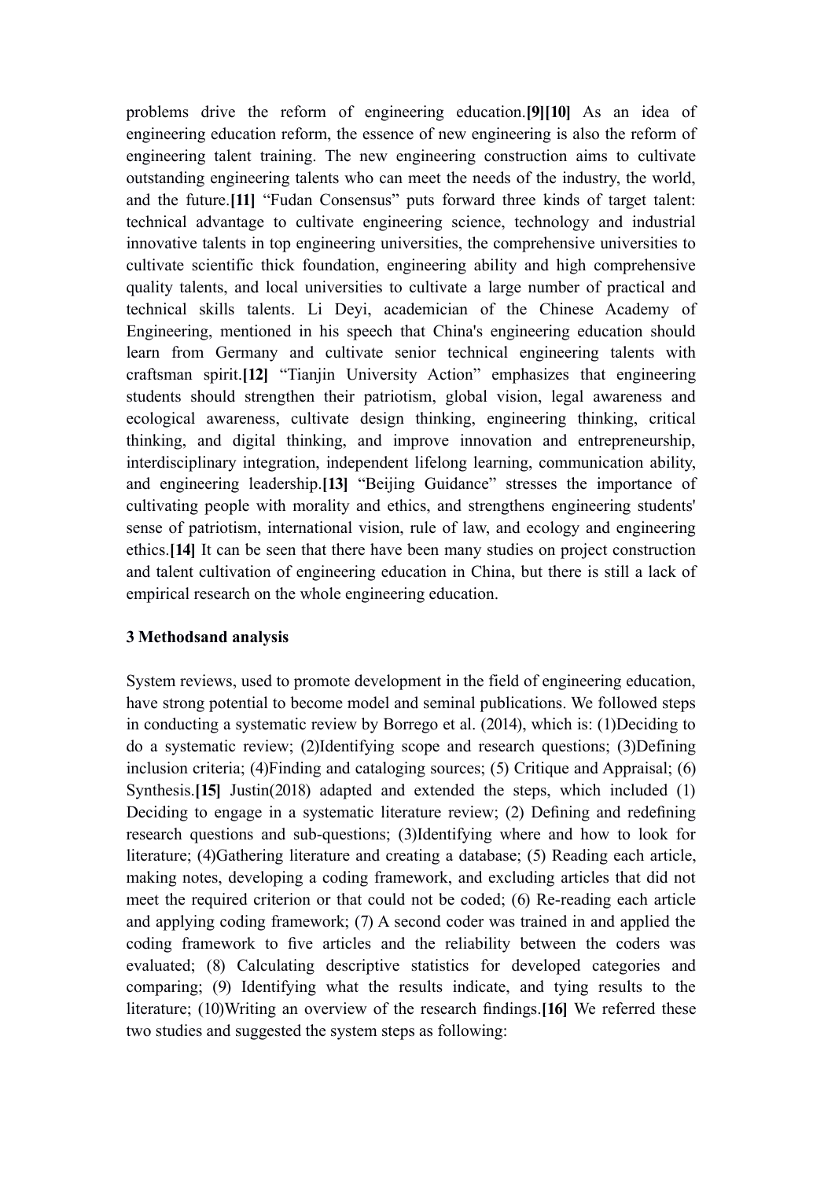problems drive the reform of engineering education.**[9][10]** As an idea of engineering education reform, the essence of new engineering is also the reform of engineering talent training. The new engineering construction aims to cultivate outstanding engineering talents who can meet the needs of the industry, the world, and the future.**[11]** "Fudan Consensus" puts forward three kinds of target talent: technical advantage to cultivate engineering science, technology and industrial innovative talents in top engineering universities, the comprehensive universities to cultivate scientific thick foundation, engineering ability and high comprehensive quality talents, and local universities to cultivate a large number of practical and technical skills talents. Li Deyi, academician of the Chinese Academy of Engineering, mentioned in his speech that China's engineering education should learn from Germany and cultivate senior technical engineering talents with craftsman spirit.**[12]** "Tianjin University Action" emphasizes that engineering students should strengthen their patriotism, global vision, legal awareness and ecological awareness, cultivate design thinking, engineering thinking, critical thinking, and digital thinking, and improve innovation and entrepreneurship, interdisciplinary integration, independent lifelong learning, communication ability, and engineering leadership.**[13]** "Beijing Guidance" stresses the importance of cultivating people with morality and ethics, and strengthens engineering students' sense of patriotism, international vision, rule of law, and ecology and engineering ethics.**[14]** It can be seen that there have been many studies on project construction and talent cultivation of engineering education in China, but there is still a lack of empirical research on the whole engineering education.

## 3 Methodsand analysis

System reviews, used to promote development in the field of engineering education, have strong potential to become model and seminal publications. We followed steps in conducting a systematic review by Borrego et al. (2014), which is: (1)Deciding to do a systematic review; (2)Identifying scope and research questions; (3)Defining inclusion criteria; (4)Finding and cataloging sources; (5) Critique and Appraisal; (6) Synthesis.**[15]** Justin(2018) adapted and extended the steps, which included (1) Deciding to engage in a systematic literature review; (2) Defining and redefining research questions and sub-questions; (3)Identifying where and how to look for literature; (4)Gathering literature and creating a database; (5) Reading each article, making notes, developing a coding framework, and excluding articles that did not meet the required criterion or that could not be coded; (6) Re-reading each article and applying coding framework; (7) A second coder was trained in and applied the coding framework to five articles and the reliability between the coders was evaluated; (8) Calculating descriptive statistics for developed categories and comparing; (9) Identifying what the results indicate, and tying results to the literature; (10)Writing an overview of the research findings.**[16]** We referred these two studies and suggested the system steps as following: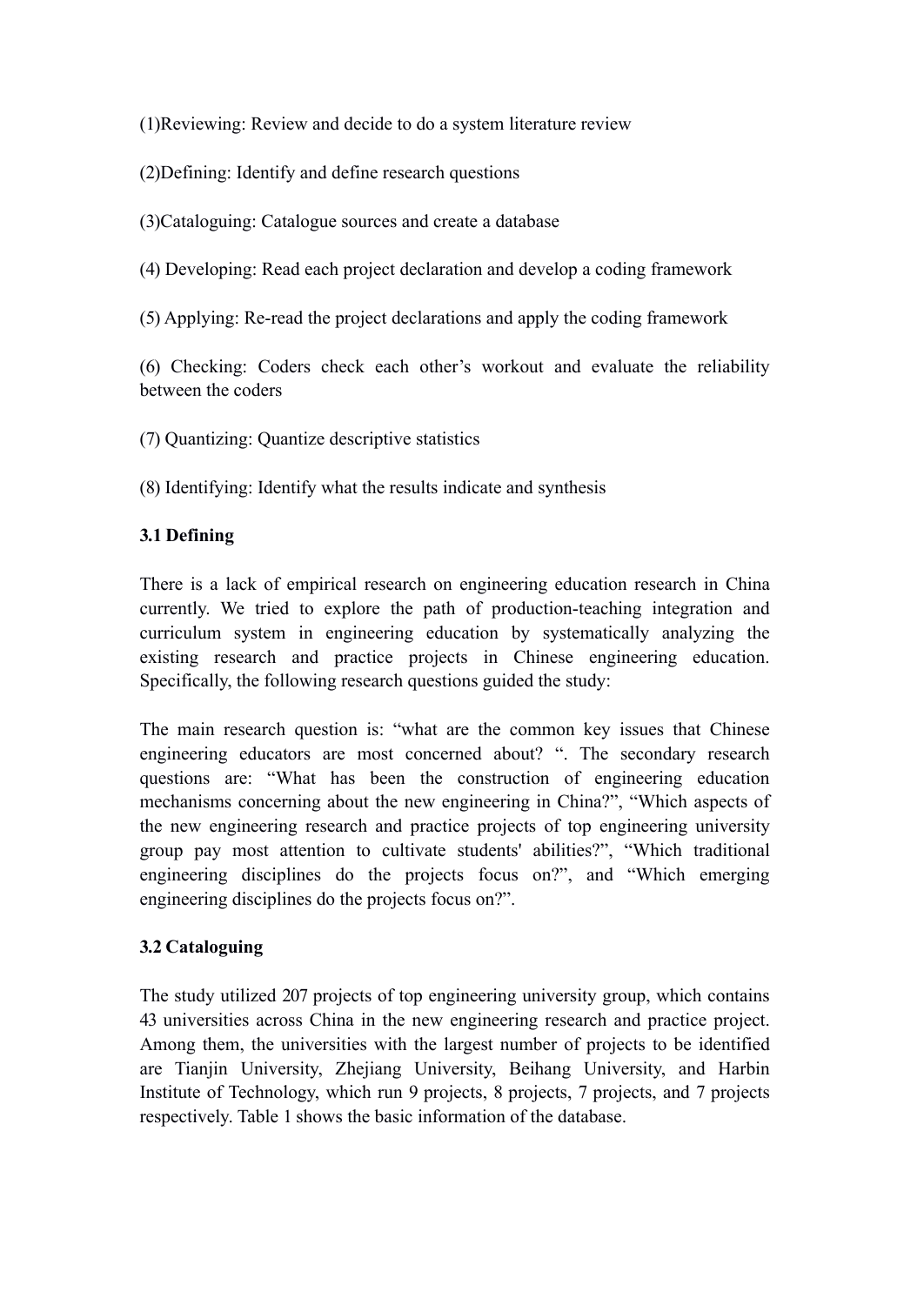(1)Reviewing: Review and decide to do a system literature review

(2)Defining: Identify and define research questions

(3)Cataloguing: Catalogue sources and create a database

(4) Developing: Read each project declaration and develop a coding framework

(5) Applying: Re-read the project declarations and apply the coding framework

(6) Checking: Coders check each other's workout and evaluate the reliability between the coders

(7) Quantizing: Quantize descriptive statistics

(8) Identifying: Identify what the results indicate and synthesis

### 3.1 Defining

There is a lack of empirical research on engineering education research in China currently. We tried to explore the path of production-teaching integration and curriculum system in engineering education by systematically analyzing the existing research and practice projects in Chinese engineering education. Specifically, the following research questions guided the study:

The main research question is: "what are the common key issues that Chinese engineering educators are most concerned about? ". The secondary research questions are: "What has been the construction of engineering education mechanisms concerning about the new engineering in China?", "Which aspects of the new engineering research and practice projects of top engineering university group pay most attention to cultivate students' abilities?", "Which traditional engineering disciplines do the projects focus on?", and "Which emerging engineering disciplines do the projects focus on?".

### 3.2 Cataloguing

The study utilized 207 projects of top engineering university group, which contains 43 universities across China in the new engineering research and practice project. Among them, the universities with the largest number of projects to be identified are Tianjin University, Zhejiang University, Beihang University, and Harbin Institute of Technology, which run 9 projects, 8 projects, 7 projects, and 7 projects respectively. Table 1 shows the basic information of the database.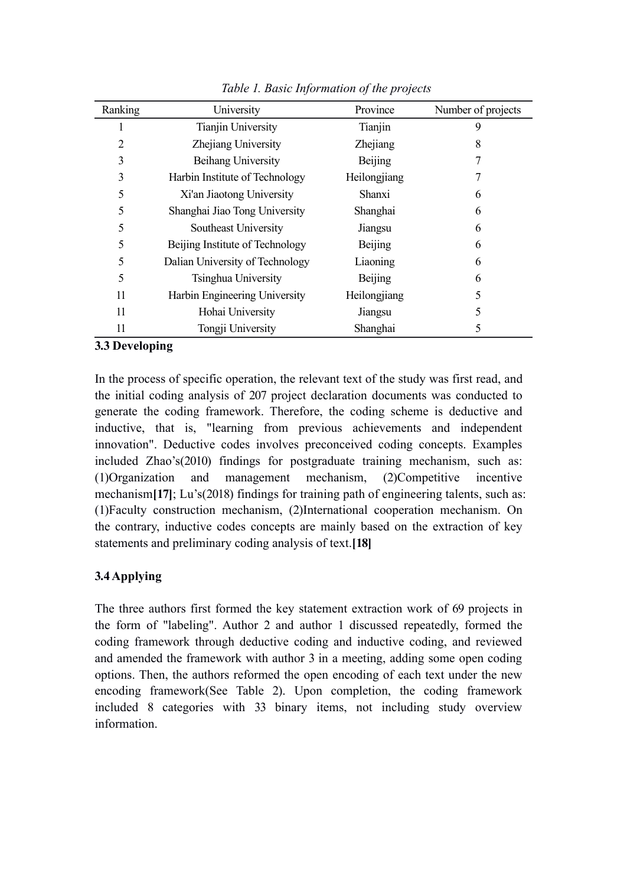*Table 1. Basic Information of the projects*

| Ranking | University | Province | Number of projects |
|---|---|---|---|
| 1 | Tianjin University | Tianjin | 9 |
| 2 | Zhejiang University | Zhejiang | 8 |
| 3 | Beihang University | Beijing | 7 |
| 3 | Harbin Institute of Technology | Heilongjiang | 7 |
| 5 | Xi'an Jiaotong University | Shanxi | 6 |
| 5 | Shanghai Jiao Tong University | Shanghai | 6 |
| 5 | Southeast University | Jiangsu | 6 |
| 5 | Beijing Institute of Technology | Beijing | 6 |
| 5 | Dalian University of Technology | Liaoning | 6 |
| 5 | Tsinghua University | Beijing | 6 |
| 11 | Harbin Engineering University | Heilongjiang | 5 |
| 11 | Hohai University | Jiangsu | 5 |
| 11 | Tongji University | Shanghai | 5 |

### 3.3 Developing

In the process of specific operation, the relevant text of the study was first read, and the initial coding analysis of 207 project declaration documents was conducted to generate the coding framework. Therefore, the coding scheme is deductive and inductive, that is, "learning from previous achievements and independent innovation". Deductive codes involves preconceived coding concepts. Examples included Zhao's(2010) findings for postgraduate training mechanism, such as: (1)Organization and management mechanism, (2)Competitive incentive mechanism**[17]**; Lu's(2018) findings for training path of engineering talents, such as: (1)Faculty construction mechanism, (2)International cooperation mechanism. On the contrary, inductive codes concepts are mainly based on the extraction of key statements and preliminary coding analysis of text.**[18]**

### 3.4 Applying

The three authors first formed the key statement extraction work of 69 projects in the form of "labeling". Author 2 and author 1 discussed repeatedly, formed the coding framework through deductive coding and inductive coding, and reviewed and amended the framework with author 3 in a meeting, adding some open coding options. Then, the authors reformed the open encoding of each text under the new encoding framework(See Table 2). Upon completion, the coding framework included 8 categories with 33 binary items, not including study overview information.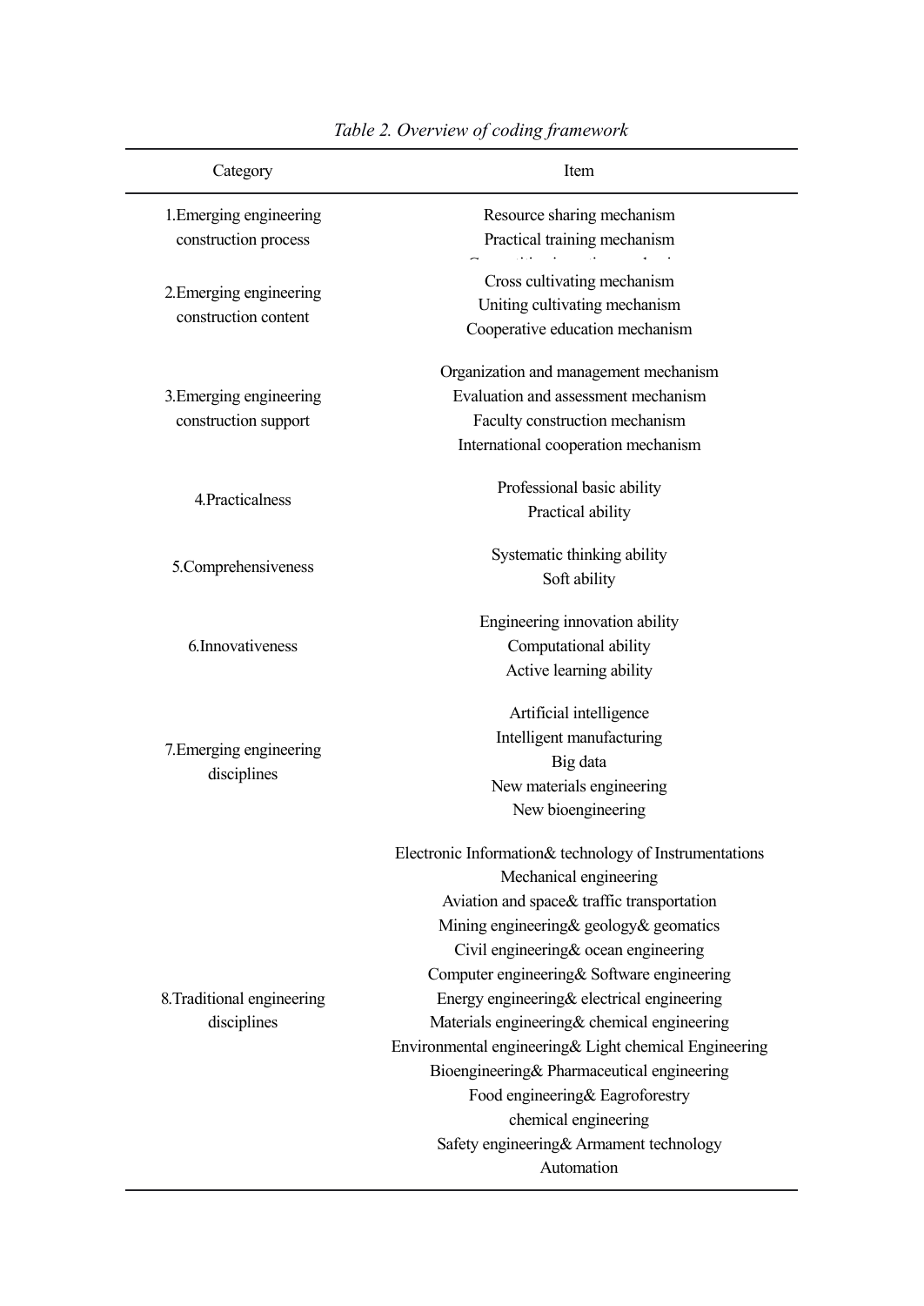*Table 2. Overview of coding framework*

| Category | Item |
|---|---|
| 1.Emerging engineering construction process | Resource sharing mechanism |
| | Practical training mechanism |
| | Competitive incentive mechanism |
| 2.Emerging engineering construction content | Cross cultivating mechanism |
| | Uniting cultivating mechanism |
| | Cooperative education mechanism |
| 3.Emerging engineering construction support | Organization and management mechanism |
| | Evaluation and assessment mechanism |
| | Faculty construction mechanism |
| | International cooperation mechanism |
| 4.Practicalness | Professional basic ability |
| | Practical ability |
| 5.Comprehensiveness | Systematic thinking ability |
| | Soft ability |
| 6.Innovativeness | Engineering innovation ability |
| | Computational ability |
| | Active learning ability |
| 7.Emerging engineering disciplines | Artificial intelligence |
| | Intelligent manufacturing |
| | Big data |
| | New materials engineering |
| | New bioengineering |
| 8.Traditional engineering disciplines | Electronic Information& technology of Instrumentations |
| | Mechanical engineering |
| | Aviation and space& traffic transportation |
| | Mining engineering& geology& geomatics |
| | Civil engineering& ocean engineering |
| | Computer engineering& Software engineering |
| | Energy engineering& electrical engineering |
| | Materials engineering& chemical engineering |
| | Environmental engineering& Light chemical Engineering |
| | Bioengineering& Pharmaceutical engineering |
| | Food engineering& Eagroforestry |
| | chemical engineering |
| | Safety engineering& Armament technology |
| | Automation |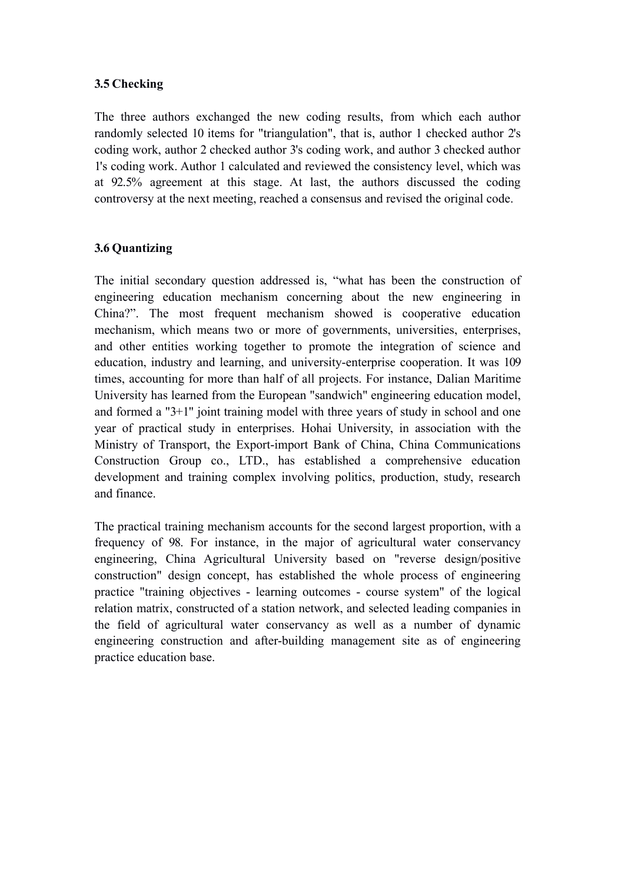### 3.5 Checking

The three authors exchanged the new coding results, from which each author randomly selected 10 items for "triangulation", that is, author 1 checked author 2's coding work, author 2 checked author 3's coding work, and author 3 checked author 1's coding work. Author 1 calculated and reviewed the consistency level, which was at 92.5% agreement at this stage. At last, the authors discussed the coding controversy at the next meeting, reached a consensus and revised the original code.

### 3.6 Quantizing

The initial secondary question addressed is, “what has been the construction of engineering education mechanism concerning about the new engineering in China?”. The most frequent mechanism showed is cooperative education mechanism, which means two or more of governments, universities, enterprises, and other entities working together to promote the integration of science and education, industry and learning, and university-enterprise cooperation. It was 109 times, accounting for more than half of all projects. For instance, Dalian Maritime University has learned from the European "sandwich" engineering education model, and formed a "3+1" joint training model with three years of study in school and one year of practical study in enterprises. Hohai University, in association with the Ministry of Transport, the Export-import Bank of China, China Communications Construction Group co., LTD., has established a comprehensive education development and training complex involving politics, production, study, research and finance.

The practical training mechanism accounts for the second largest proportion, with a frequency of 98. For instance, in the major of agricultural water conservancy engineering, China Agricultural University based on "reverse design/positive construction" design concept, has established the whole process of engineering practice "training objectives - learning outcomes - course system" of the logical relation matrix, constructed of a station network, and selected leading companies in the field of agricultural water conservancy as well as a number of dynamic engineering construction and after-building management site as of engineering practice education base.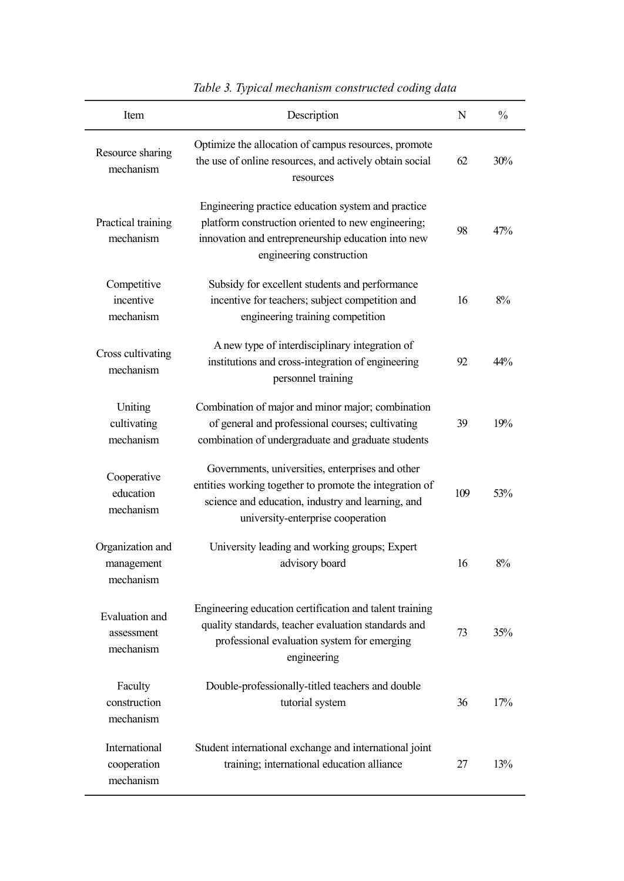*Table 3. Typical mechanism constructed coding data*

| Item | Description | N | % |
|---|---|---|---|
| Resource sharing mechanism | Optimize the allocation of campus resources, promote the use of online resources, and actively obtain social resources | 62 | 30% |
| Practical training mechanism | Engineering practice education system and practice platform construction oriented to new engineering; innovation and entrepreneurship education into new engineering construction | 98 | 47% |
| Competitive incentive mechanism | Subsidy for excellent students and performance incentive for teachers; subject competition and engineering training competition | 16 | 8% |
| Cross cultivating mechanism | A new type of interdisciplinary integration of institutions and cross-integration of engineering personnel training | 92 | 44% |
| Uniting cultivating mechanism | Combination of major and minor major; combination of general and professional courses; cultivating combination of undergraduate and graduate students | 39 | 19% |
| Cooperative education mechanism | Governments, universities, enterprises and other entities working together to promote the integration of science and education, industry and learning, and university-enterprise cooperation | 109 | 53% |
| Organization and management mechanism | University leading and working groups; Expert advisory board | 16 | 8% |
| Evaluation and assessment mechanism | Engineering education certification and talent training quality standards, teacher evaluation standards and professional evaluation system for emerging engineering | 73 | 35% |
| Faculty construction mechanism | Double-professionally-titled teachers and double tutorial system | 36 | 17% |
| International cooperation mechanism | Student international exchange and international joint training; international education alliance | 27 | 13% |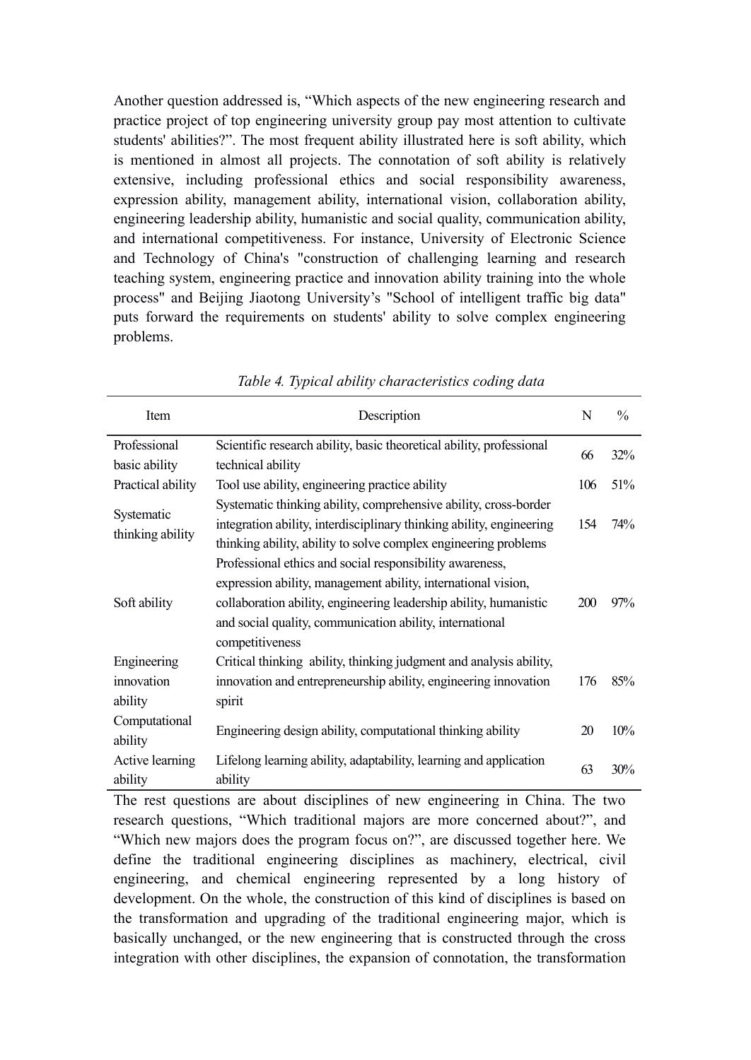Another question addressed is, “Which aspects of the new engineering research and practice project of top engineering university group pay most attention to cultivate students' abilities?”. The most frequent ability illustrated here is soft ability, which is mentioned in almost all projects. The connotation of soft ability is relatively extensive, including professional ethics and social responsibility awareness, expression ability, management ability, international vision, collaboration ability, engineering leadership ability, humanistic and social quality, communication ability, and international competitiveness. For instance, University of Electronic Science and Technology of China's "construction of challenging learning and research teaching system, engineering practice and innovation ability training into the whole process" and Beijing Jiaotong University’s "School of intelligent traffic big data" puts forward the requirements on students' ability to solve complex engineering problems.

*Table 4. Typical ability characteristics coding data*

| Item | Description | N | % |
|---|---|---|---|
| Professional basic ability | Scientific research ability, basic theoretical ability, professional technical ability | 66 | 32% |
| Practical ability | Tool use ability, engineering practice ability | 106 | 51% |
| Systematic thinking ability | Systematic thinking ability, comprehensive ability, cross-border integration ability, interdisciplinary thinking ability, engineering thinking ability, ability to solve complex engineering problems | 154 | 74% |
| Soft ability | Professional ethics and social responsibility awareness, expression ability, management ability, international vision, collaboration ability, engineering leadership ability, humanistic and social quality, communication ability, international competitiveness | 200 | 97% |
| Engineering innovation ability | Critical thinking ability, thinking judgment and analysis ability, innovation and entrepreneurship ability, engineering innovation spirit | 176 | 85% |
| Computational ability | Engineering design ability, computational thinking ability | 20 | 10% |
| Active learning ability | Lifelong learning ability, adaptability, learning and application ability | 63 | 30% |

The rest questions are about disciplines of new engineering in China. The two research questions, “Which traditional majors are more concerned about?”, and “Which new majors does the program focus on?”, are discussed together here. We define the traditional engineering disciplines as machinery, electrical, civil engineering, and chemical engineering represented by a long history of development. On the whole, the construction of this kind of disciplines is based on the transformation and upgrading of the traditional engineering major, which is basically unchanged, or the new engineering that is constructed through the cross integration with other disciplines, the expansion of connotation, the transformation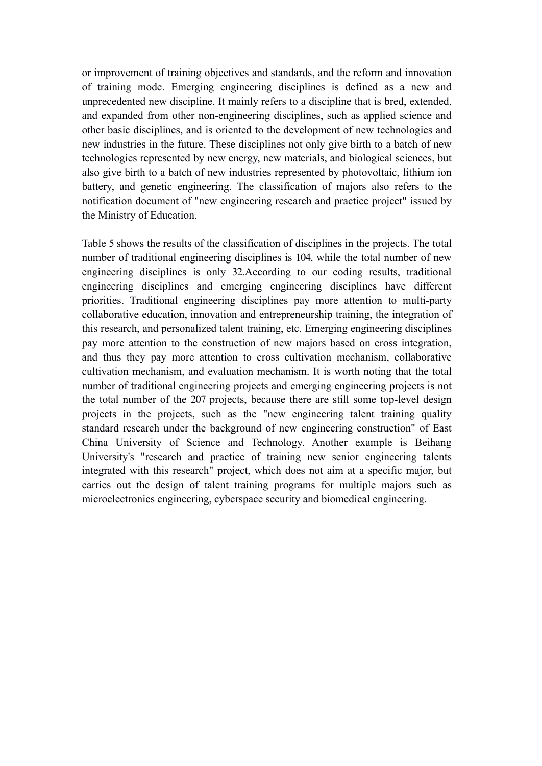or improvement of training objectives and standards, and the reform and innovation of training mode. Emerging engineering disciplines is defined as a new and unprecedented new discipline. It mainly refers to a discipline that is bred, extended, and expanded from other non-engineering disciplines, such as applied science and other basic disciplines, and is oriented to the development of new technologies and new industries in the future. These disciplines not only give birth to a batch of new technologies represented by new energy, new materials, and biological sciences, but also give birth to a batch of new industries represented by photovoltaic, lithium ion battery, and genetic engineering. The classification of majors also refers to the notification document of "new engineering research and practice project" issued by the Ministry of Education.

Table 5 shows the results of the classification of disciplines in the projects. The total number of traditional engineering disciplines is 104, while the total number of new engineering disciplines is only 32.According to our coding results, traditional engineering disciplines and emerging engineering disciplines have different priorities. Traditional engineering disciplines pay more attention to multi-party collaborative education, innovation and entrepreneurship training, the integration of this research, and personalized talent training, etc. Emerging engineering disciplines pay more attention to the construction of new majors based on cross integration, and thus they pay more attention to cross cultivation mechanism, collaborative cultivation mechanism, and evaluation mechanism. It is worth noting that the total number of traditional engineering projects and emerging engineering projects is not the total number of the 207 projects, because there are still some top-level design projects in the projects, such as the "new engineering talent training quality standard research under the background of new engineering construction" of East China University of Science and Technology. Another example is Beihang University's "research and practice of training new senior engineering talents integrated with this research" project, which does not aim at a specific major, but carries out the design of talent training programs for multiple majors such as microelectronics engineering, cyberspace security and biomedical engineering.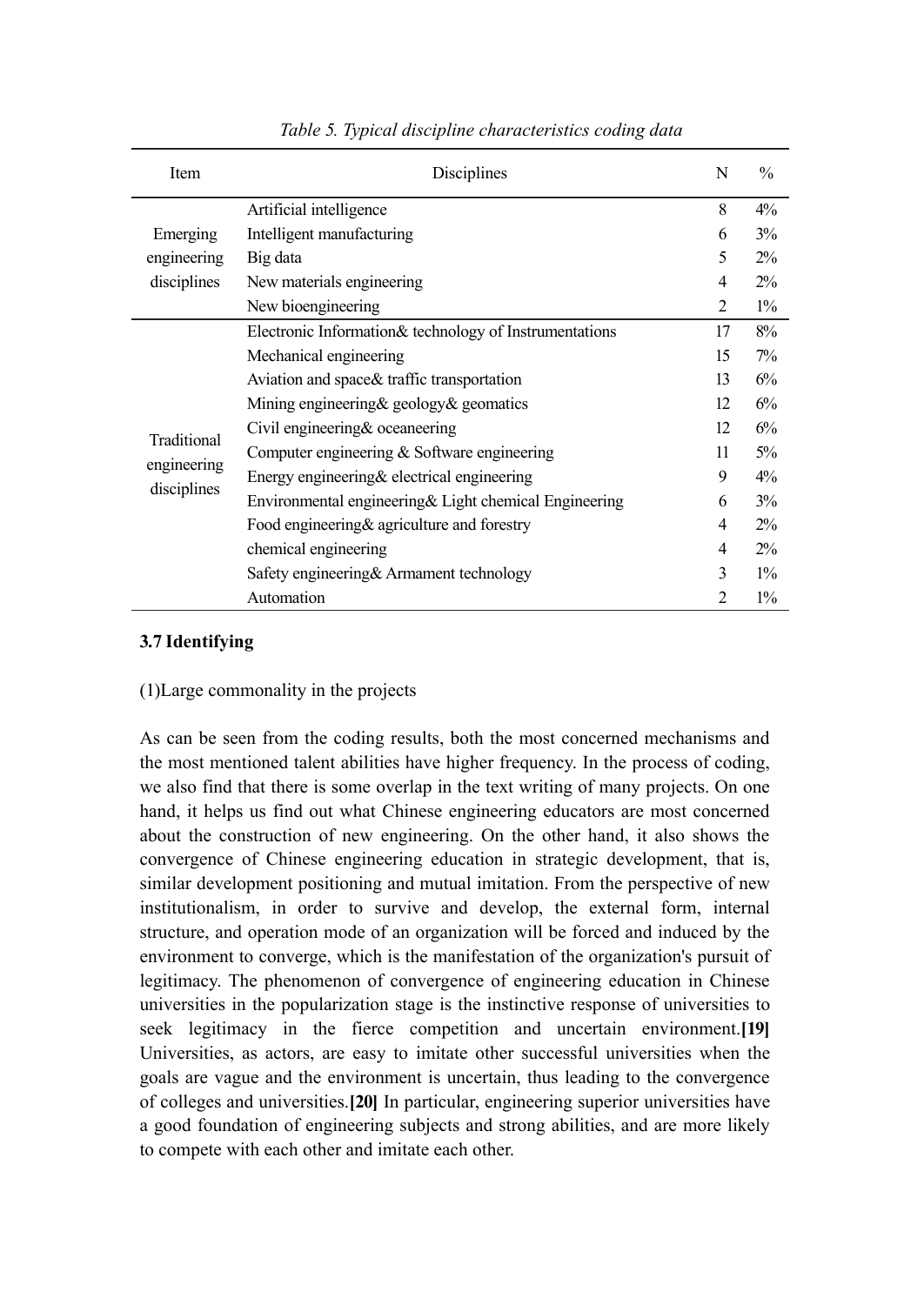*Table 5. Typical discipline characteristics coding data*

| Item | Disciplines | N | % |
|---|---|---|---|
| Emerging engineering disciplines | Artificial intelligence | 8 | 4% |
| | Intelligent manufacturing | 6 | 3% |
| | Big data | 5 | 2% |
| | New materials engineering | 4 | 2% |
| | New bioengineering | 2 | 1% |
| Traditional engineering disciplines | Electronic Information& technology of Instrumentations | 17 | 8% |
| | Mechanical engineering | 15 | 7% |
| | Aviation and space& traffic transportation | 13 | 6% |
| | Mining engineering& geology& geomatics | 12 | 6% |
| | Civil engineering& oceaneering | 12 | 6% |
| | Computer engineering & Software engineering | 11 | 5% |
| | Energy engineering& electrical engineering | 9 | 4% |
| | Environmental engineering& Light chemical Engineering | 6 | 3% |
| | Food engineering& agriculture and forestry | 4 | 2% |
| | chemical engineering | 4 | 2% |
| | Safety engineering& Armament technology | 3 | 1% |
| | Automation | 2 | 1% |

### 3.7 Identifying

(1)Large commonality in the projects

As can be seen from the coding results, both the most concerned mechanisms and the most mentioned talent abilities have higher frequency. In the process of coding, we also find that there is some overlap in the text writing of many projects. On one hand, it helps us find out what Chinese engineering educators are most concerned about the construction of new engineering. On the other hand, it also shows the convergence of Chinese engineering education in strategic development, that is, similar development positioning and mutual imitation. From the perspective of new institutionalism, in order to survive and develop, the external form, internal structure, and operation mode of an organization will be forced and induced by the environment to converge, which is the manifestation of the organization's pursuit of legitimacy. The phenomenon of convergence of engineering education in Chinese universities in the popularization stage is the instinctive response of universities to seek legitimacy in the fierce competition and uncertain environment.**[19]** Universities, as actors, are easy to imitate other successful universities when the goals are vague and the environment is uncertain, thus leading to the convergence of colleges and universities.**[20]** In particular, engineering superior universities have a good foundation of engineering subjects and strong abilities, and are more likely to compete with each other and imitate each other.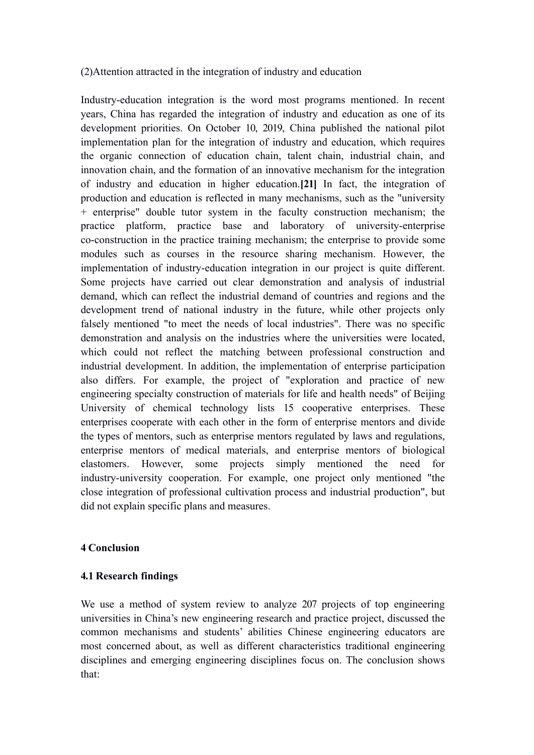(2)Attention attracted in the integration of industry and education

Industry-education integration is the word most programs mentioned. In recent years, China has regarded the integration of industry and education as one of its development priorities. On October 10, 2019, China published the national pilot implementation plan for the integration of industry and education, which requires the organic connection of education chain, talent chain, industrial chain, and innovation chain, and the formation of an innovative mechanism for the integration of industry and education in higher education.**[21]** In fact, the integration of production and education is reflected in many mechanisms, such as the "university + enterprise" double tutor system in the faculty construction mechanism; the practice platform, practice base and laboratory of university-enterprise co-construction in the practice training mechanism; the enterprise to provide some modules such as courses in the resource sharing mechanism. However, the implementation of industry-education integration in our project is quite different. Some projects have carried out clear demonstration and analysis of industrial demand, which can reflect the industrial demand of countries and regions and the development trend of national industry in the future, while other projects only falsely mentioned "to meet the needs of local industries". There was no specific demonstration and analysis on the industries where the universities were located, which could not reflect the matching between professional construction and industrial development. In addition, the implementation of enterprise participation also differs. For example, the project of "exploration and practice of new engineering specialty construction of materials for life and health needs" of Beijing University of chemical technology lists 15 cooperative enterprises. These enterprises cooperate with each other in the form of enterprise mentors and divide the types of mentors, such as enterprise mentors regulated by laws and regulations, enterprise mentors of medical materials, and enterprise mentors of biological elastomers. However, some projects simply mentioned the need for industry-university cooperation. For example, one project only mentioned "the close integration of professional cultivation process and industrial production", but did not explain specific plans and measures.

## 4 Conclusion

### 4.1 Research findings

We use a method of system review to analyze 207 projects of top engineering universities in China's new engineering research and practice project, discussed the common mechanisms and students' abilities Chinese engineering educators are most concerned about, as well as different characteristics traditional engineering disciplines and emerging engineering disciplines focus on. The conclusion shows that: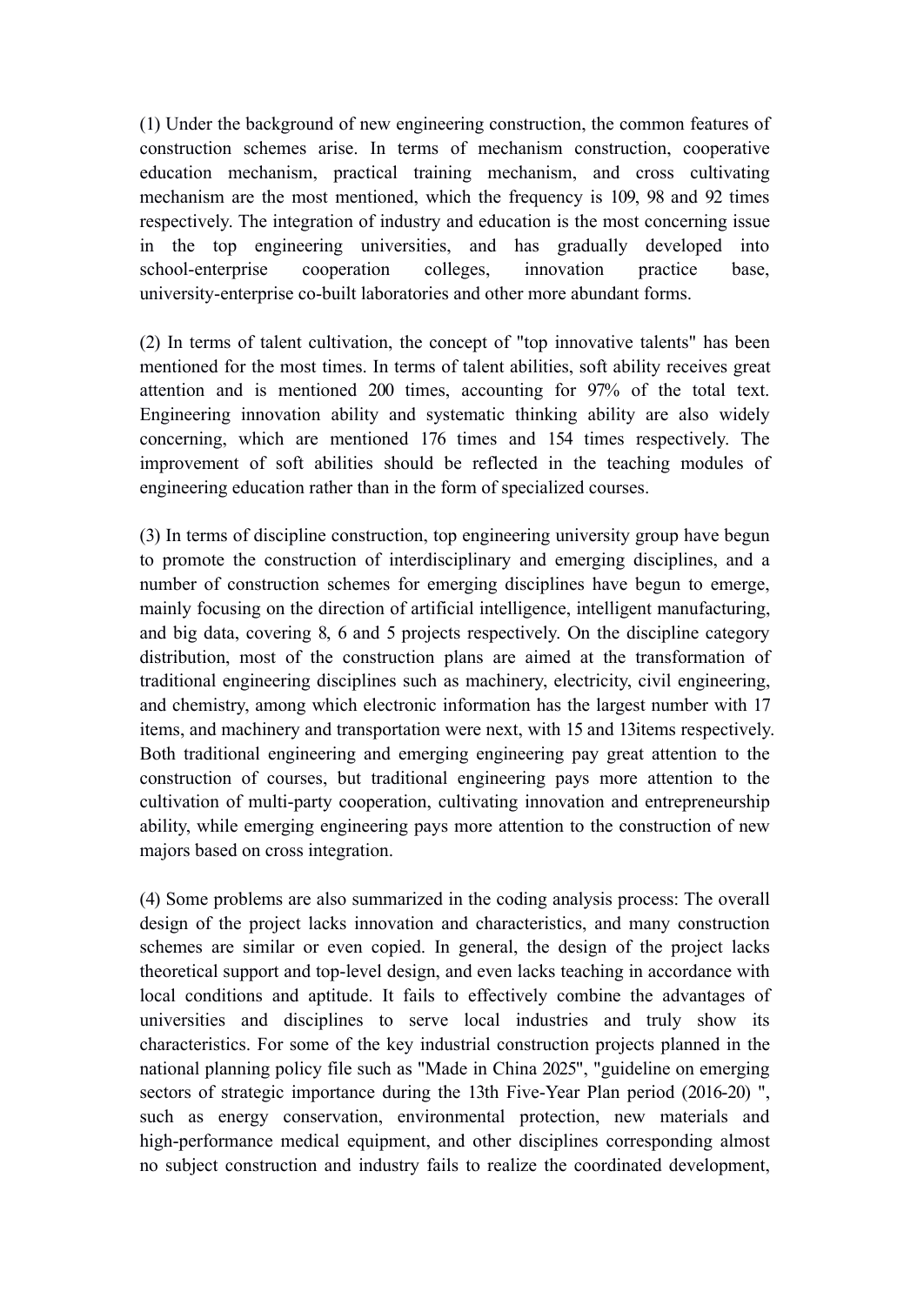(1) Under the background of new engineering construction, the common features of construction schemes arise. In terms of mechanism construction, cooperative education mechanism, practical training mechanism, and cross cultivating mechanism are the most mentioned, which the frequency is 109, 98 and 92 times respectively. The integration of industry and education is the most concerning issue in the top engineering universities, and has gradually developed into school-enterprise cooperation colleges, innovation practice base, university-enterprise co-built laboratories and other more abundant forms.

(2) In terms of talent cultivation, the concept of "top innovative talents" has been mentioned for the most times. In terms of talent abilities, soft ability receives great attention and is mentioned 200 times, accounting for 97% of the total text. Engineering innovation ability and systematic thinking ability are also widely concerning, which are mentioned 176 times and 154 times respectively. The improvement of soft abilities should be reflected in the teaching modules of engineering education rather than in the form of specialized courses.

(3) In terms of discipline construction, top engineering university group have begun to promote the construction of interdisciplinary and emerging disciplines, and a number of construction schemes for emerging disciplines have begun to emerge, mainly focusing on the direction of artificial intelligence, intelligent manufacturing, and big data, covering 8, 6 and 5 projects respectively. On the discipline category distribution, most of the construction plans are aimed at the transformation of traditional engineering disciplines such as machinery, electricity, civil engineering, and chemistry, among which electronic information has the largest number with 17 items, and machinery and transportation were next, with 15 and 13items respectively. Both traditional engineering and emerging engineering pay great attention to the construction of courses, but traditional engineering pays more attention to the cultivation of multi-party cooperation, cultivating innovation and entrepreneurship ability, while emerging engineering pays more attention to the construction of new majors based on cross integration.

(4) Some problems are also summarized in the coding analysis process: The overall design of the project lacks innovation and characteristics, and many construction schemes are similar or even copied. In general, the design of the project lacks theoretical support and top-level design, and even lacks teaching in accordance with local conditions and aptitude. It fails to effectively combine the advantages of universities and disciplines to serve local industries and truly show its characteristics. For some of the key industrial construction projects planned in the national planning policy file such as "Made in China 2025", "guideline on emerging sectors of strategic importance during the 13th Five-Year Plan period (2016-20) ", such as energy conservation, environmental protection, new materials and high-performance medical equipment, and other disciplines corresponding almost no subject construction and industry fails to realize the coordinated development,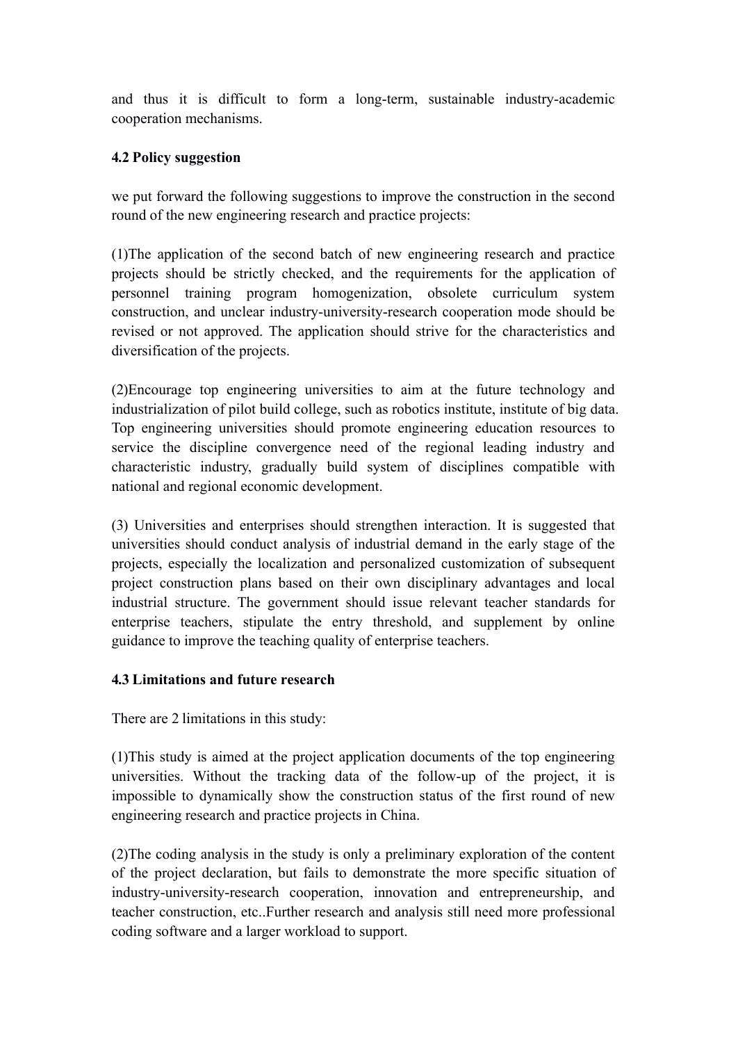and thus it is difficult to form a long-term, sustainable industry-academic cooperation mechanisms.

### 4.2 Policy suggestion

we put forward the following suggestions to improve the construction in the second round of the new engineering research and practice projects:

(1)The application of the second batch of new engineering research and practice projects should be strictly checked, and the requirements for the application of personnel training program homogenization, obsolete curriculum system construction, and unclear industry-university-research cooperation mode should be revised or not approved. The application should strive for the characteristics and diversification of the projects.

(2)Encourage top engineering universities to aim at the future technology and industrialization of pilot build college, such as robotics institute, institute of big data. Top engineering universities should promote engineering education resources to service the discipline convergence need of the regional leading industry and characteristic industry, gradually build system of disciplines compatible with national and regional economic development.

(3) Universities and enterprises should strengthen interaction. It is suggested that universities should conduct analysis of industrial demand in the early stage of the projects, especially the localization and personalized customization of subsequent project construction plans based on their own disciplinary advantages and local industrial structure. The government should issue relevant teacher standards for enterprise teachers, stipulate the entry threshold, and supplement by online guidance to improve the teaching quality of enterprise teachers.

### 4.3 Limitations and future research

There are 2 limitations in this study:

(1)This study is aimed at the project application documents of the top engineering universities. Without the tracking data of the follow-up of the project, it is impossible to dynamically show the construction status of the first round of new engineering research and practice projects in China.

(2)The coding analysis in the study is only a preliminary exploration of the content of the project declaration, but fails to demonstrate the more specific situation of industry-university-research cooperation, innovation and entrepreneurship, and teacher construction, etc..Further research and analysis still need more professional coding software and a larger workload to support.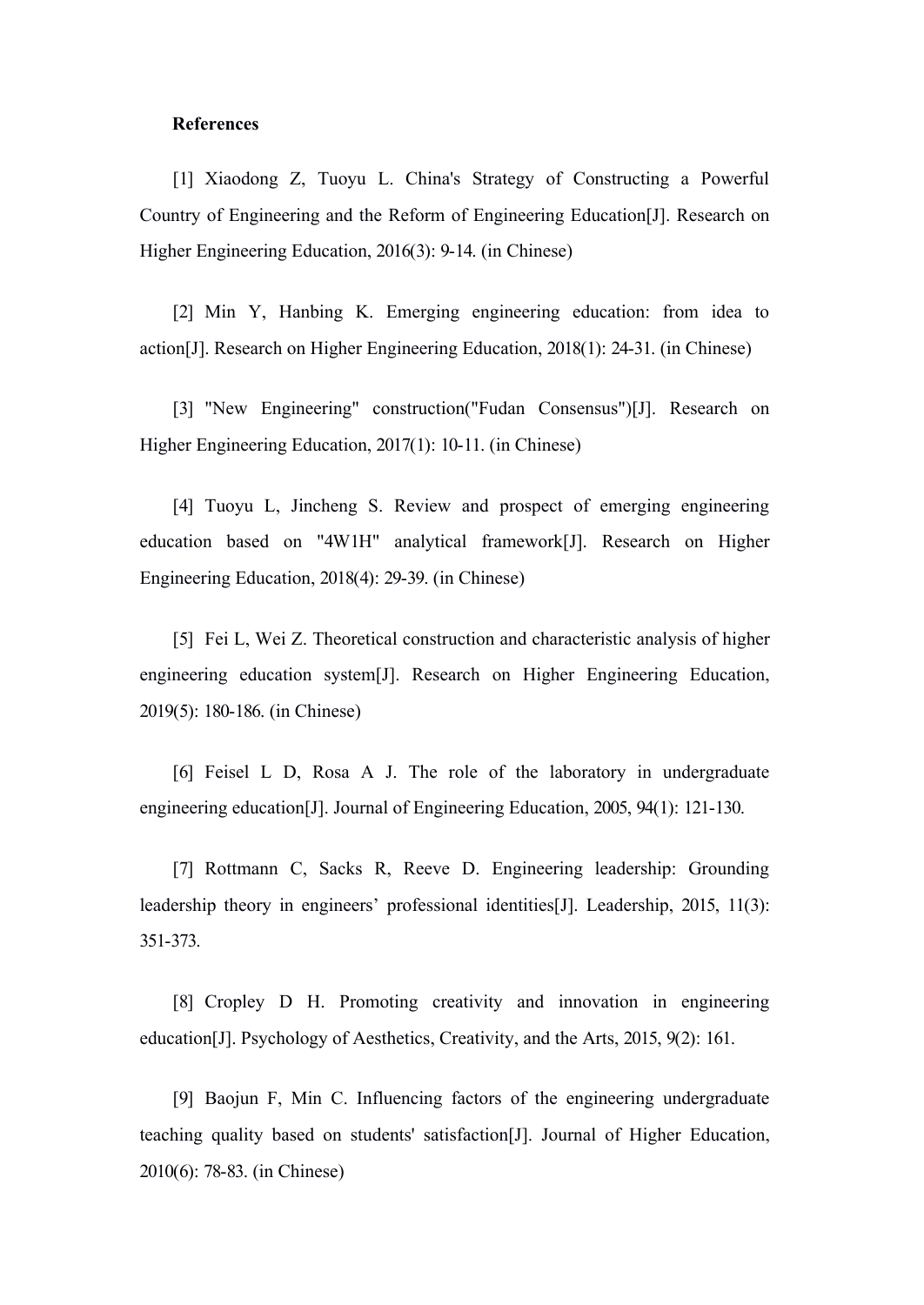**References**

[1] Xiaodong Z, Tuoyu L. China's Strategy of Constructing a Powerful Country of Engineering and the Reform of Engineering Education[J]. Research on Higher Engineering Education, 2016(3): 9-14. (in Chinese)

[2] Min Y, Hanbing K. Emerging engineering education: from idea to action[J]. Research on Higher Engineering Education, 2018(1): 24-31. (in Chinese)

[3] "New Engineering" construction("Fudan Consensus")[J]. Research on Higher Engineering Education, 2017(1): 10-11. (in Chinese)

[4] Tuoyu L, Jincheng S. Review and prospect of emerging engineering education based on "4W1H" analytical framework[J]. Research on Higher Engineering Education, 2018(4): 29-39. (in Chinese)

[5] Fei L, Wei Z. Theoretical construction and characteristic analysis of higher engineering education system[J]. Research on Higher Engineering Education, 2019(5): 180-186. (in Chinese)

[6] Feisel L D, Rosa A J. The role of the laboratory in undergraduate engineering education[J]. Journal of Engineering Education, 2005, 94(1): 121-130.

[7] Rottmann C, Sacks R, Reeve D. Engineering leadership: Grounding leadership theory in engineers' professional identities[J]. Leadership, 2015, 11(3): 351-373.

[8] Cropley D H. Promoting creativity and innovation in engineering education[J]. Psychology of Aesthetics, Creativity, and the Arts, 2015, 9(2): 161.

[9] Baojun F, Min C. Influencing factors of the engineering undergraduate teaching quality based on students' satisfaction[J]. Journal of Higher Education, 2010(6): 78-83. (in Chinese)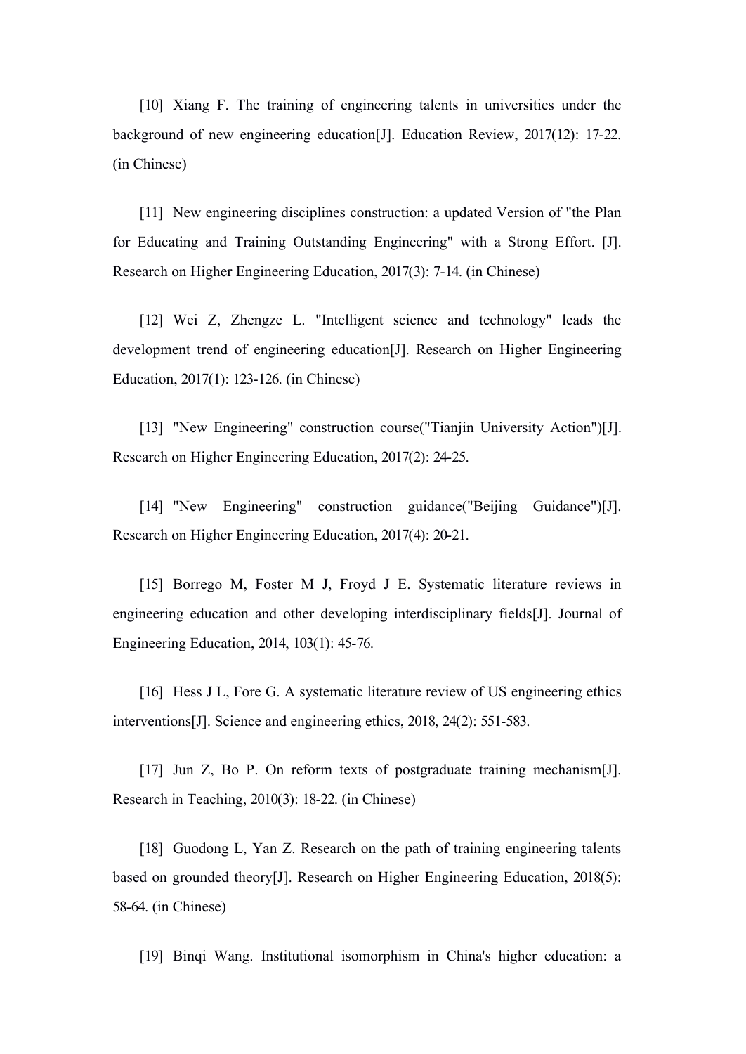[10] Xiang F. The training of engineering talents in universities under the background of new engineering education[J]. Education Review, 2017(12): 17-22. (in Chinese)

[11] New engineering disciplines construction: a updated Version of "the Plan for Educating and Training Outstanding Engineering" with a Strong Effort. [J]. Research on Higher Engineering Education, 2017(3): 7-14. (in Chinese)

[12] Wei Z, Zhengze L. "Intelligent science and technology" leads the development trend of engineering education[J]. Research on Higher Engineering Education, 2017(1): 123-126. (in Chinese)

[13] "New Engineering" construction course("Tianjin University Action")[J]. Research on Higher Engineering Education, 2017(2): 24-25.

[14] "New Engineering" construction guidance("Beijing Guidance")[J]. Research on Higher Engineering Education, 2017(4): 20-21.

[15] Borrego M, Foster M J, Froyd J E. Systematic literature reviews in engineering education and other developing interdisciplinary fields[J]. Journal of Engineering Education, 2014, 103(1): 45-76.

[16] Hess J L, Fore G. A systematic literature review of US engineering ethics interventions[J]. Science and engineering ethics, 2018, 24(2): 551-583.

[17] Jun Z, Bo P. On reform texts of postgraduate training mechanism[J]. Research in Teaching, 2010(3): 18-22. (in Chinese)

[18] Guodong L, Yan Z. Research on the path of training engineering talents based on grounded theory[J]. Research on Higher Engineering Education, 2018(5): 58-64. (in Chinese)

[19] Binqi Wang. Institutional isomorphism in China's higher education: a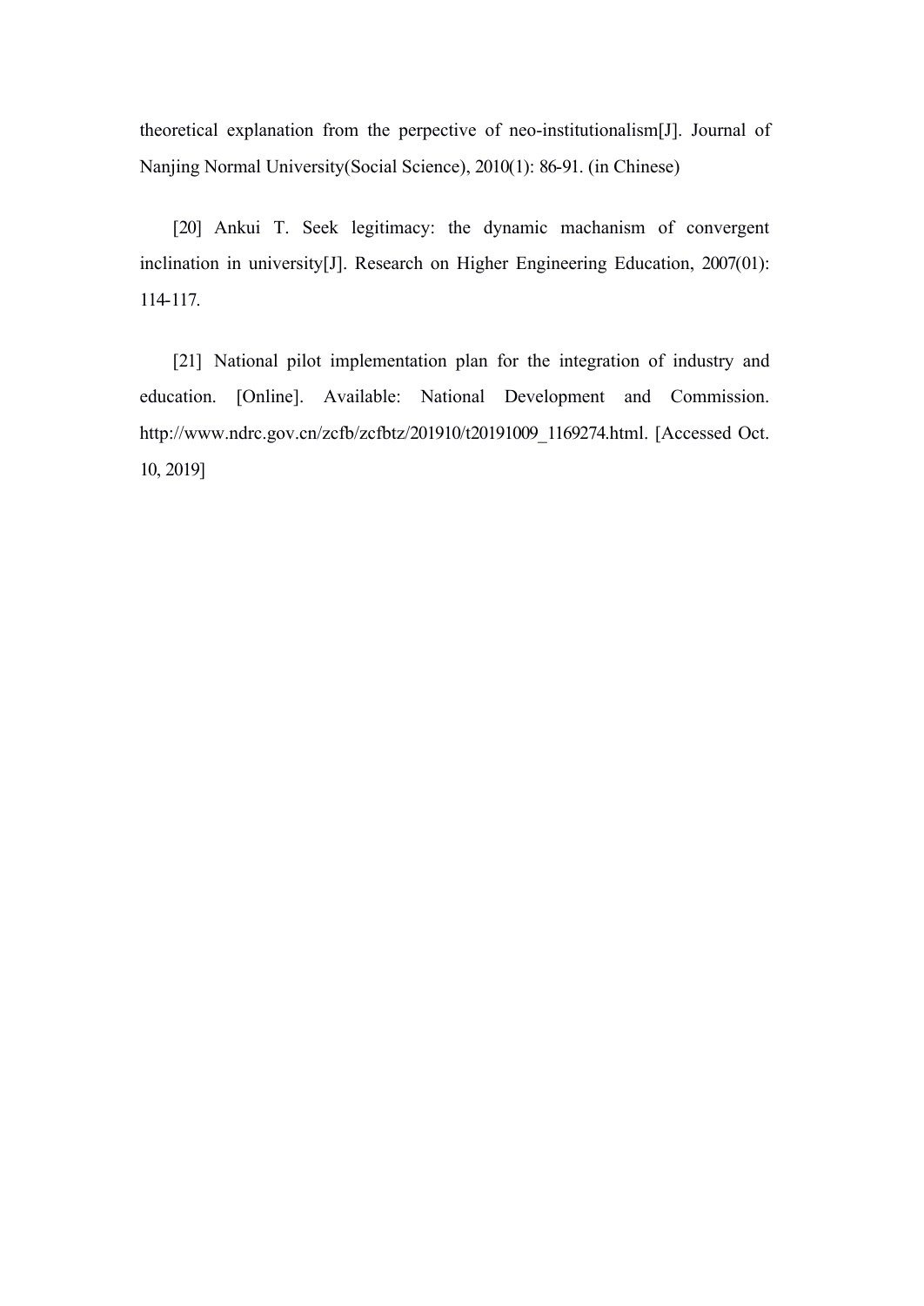theoretical explanation from the perpective of neo-institutionalism[J]. Journal of Nanjing Normal University(Social Science), 2010(1): 86-91. (in Chinese)

[20] Ankui T. Seek legitimacy: the dynamic machanism of convergent inclination in university[J]. Research on Higher Engineering Education, 2007(01): 114-117.

[21] National pilot implementation plan for the integration of industry and education. [Online]. Available: National Development and Commission. http://www.ndrc.gov.cn/zcfb/zcfbtz/201910/t20191009_1169274.html. [Accessed Oct. 10, 2019]